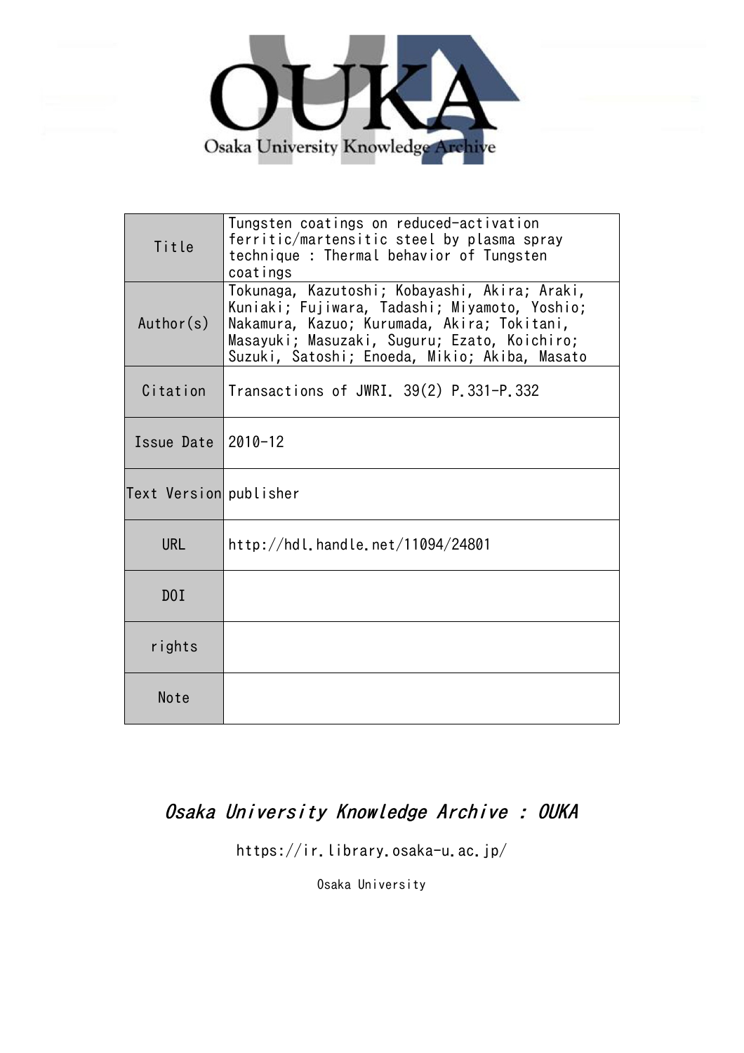Osaka University Knowledge Archive

| Title | Tungsten coatings on reduced-activation ferritic/martensitic steel by plasma spray technique : Thermal behavior of Tungsten coatings |
|---|---|
| Author(s) | Tokunaga, Kazutoshi; Kobayashi, Akira; Araki, Kuniaki; Fujiwara, Tadashi; Miyamoto, Yoshio; Nakamura, Kazuo; Kurumada, Akira; Tokitani, Masayuki; Masuzaki, Suguru; Ezato, Koichiro; Suzuki, Satoshi; Enoeda, Mikio; Akiba, Masato |
| Citation | Transactions of JWRI. 39(2) P.331-P.332 |
| Issue Date | 2010-12 |
| Text Version | publisher |
| URL | http://hdl.handle.net/11094/24801 |
| DOI | |
| rights | |
| Note | |

*Osaka University Knowledge Archive : OUKA*

https://ir.library.osaka-u.ac.jp/

Osaka University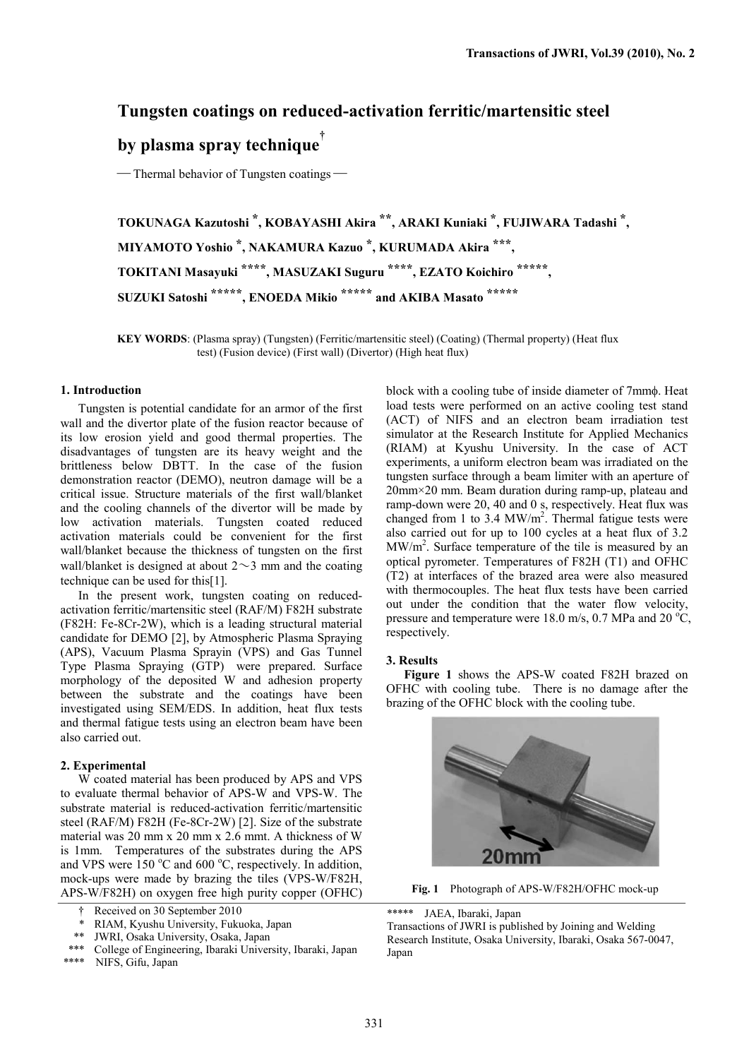# Tungsten coatings on reduced-activation ferritic/martensitic steel by plasma spray technique[†]

— Thermal behavior of Tungsten coatings —

**TOKUNAGA Kazutoshi [*], KOBAYASHI Akira [**], ARAKI Kuniaki [*], FUJIWARA Tadashi [*], MIYAMOTO Yoshio [*], NAKAMURA Kazuo [*], KURUMADA Akira [***], TOKITANI Masayuki [****], MASUZAKI Suguru [****], EZATO Koichiro [*****], SUZUKI Satoshi [*****], ENOEDA Mikio [*****] and AKIBA Masato [*****]**

**KEY WORDS**: (Plasma spray) (Tungsten) (Ferritic/martensitic steel) (Coating) (Thermal property) (Heat flux test) (Fusion device) (First wall) (Divertor) (High heat flux)

## 1. Introduction

Tungsten is potential candidate for an armor of the first wall and the divertor plate of the fusion reactor because of its low erosion yield and good thermal properties. The disadvantages of tungsten are its heavy weight and the brittleness below DBTT. In the case of the fusion demonstration reactor (DEMO), neutron damage will be a critical issue. Structure materials of the first wall/blanket and the cooling channels of the divertor will be made by low activation materials. Tungsten coated reduced activation materials could be convenient for the first wall/blanket because the thickness of tungsten on the first wall/blanket is designed at about 2～3 mm and the coating technique can be used for this[1].

In the present work, tungsten coating on reduced-activation ferritic/martensitic steel (RAF/M) F82H substrate (F82H: Fe-8Cr-2W), which is a leading structural material candidate for DEMO [2], by Atmospheric Plasma Spraying (APS), Vacuum Plasma Sprayin (VPS) and Gas Tunnel Type Plasma Spraying (GTP) were prepared. Surface morphology of the deposited W and adhesion property between the substrate and the coatings have been investigated using SEM/EDS. In addition, heat flux tests and thermal fatigue tests using an electron beam have been also carried out.

## 2. Experimental

W coated material has been produced by APS and VPS to evaluate thermal behavior of APS-W and VPS-W. The substrate material is reduced-activation ferritic/martensitic steel (RAF/M) F82H (Fe-8Cr-2W) [2]. Size of the substrate material was 20 mm x 20 mm x 2.6 mmt. A thickness of W is 1mm. Temperatures of the substrates during the APS and VPS were 150 $^oC$ and 600 $^oC$, respectively. In addition, mock-ups were made by brazing the tiles (VPS-W/F82H, APS-W/F82H) on oxygen free high purity copper (OFHC) block with a cooling tube of inside diameter of 7mmϕ. Heat load tests were performed on an active cooling test stand (ACT) of NIFS and an electron beam irradiation test simulator at the Research Institute for Applied Mechanics (RIAM) at Kyushu University. In the case of ACT experiments, a uniform electron beam was irradiated on the tungsten surface through a beam limiter with an aperture of 20mm×20 mm. Beam duration during ramp-up, plateau and ramp-down were 20, 40 and 0 s, respectively. Heat flux was changed from 1 to 3.4 $MW/m^2$. Thermal fatigue tests were also carried out for up to 100 cycles at a heat flux of 3.2 $MW/m^2$. Surface temperature of the tile is measured by an optical pyrometer. Temperatures of F82H (T1) and OFHC (T2) at interfaces of the brazed area were also measured with thermocouples. The heat flux tests have been carried out under the condition that the water flow velocity, pressure and temperature were 18.0 m/s, 0.7 MPa and 20 $^oC$, respectively.

## 3. Results

**Figure 1** shows the APS-W coated F82H brazed on OFHC with cooling tube. There is no damage after the brazing of the OFHC block with the cooling tube.

**Fig. 1** Photograph of APS-W/F82H/OFHC mock-up

† Received on 30 September 2010
\* RIAM, Kyushu University, Fukuoka, Japan
\*\* JWRI, Osaka University, Osaka, Japan
\*\*\* College of Engineering, Ibaraki University, Ibaraki, Japan
\*\*\*\* NIFS, Gifu, Japan
\*\*\*\*\* JAEA, Ibaraki, Japan

Transactions of JWRI is published by Joining and Welding Research Institute, Osaka University, Ibaraki, Osaka 567-0047, Japan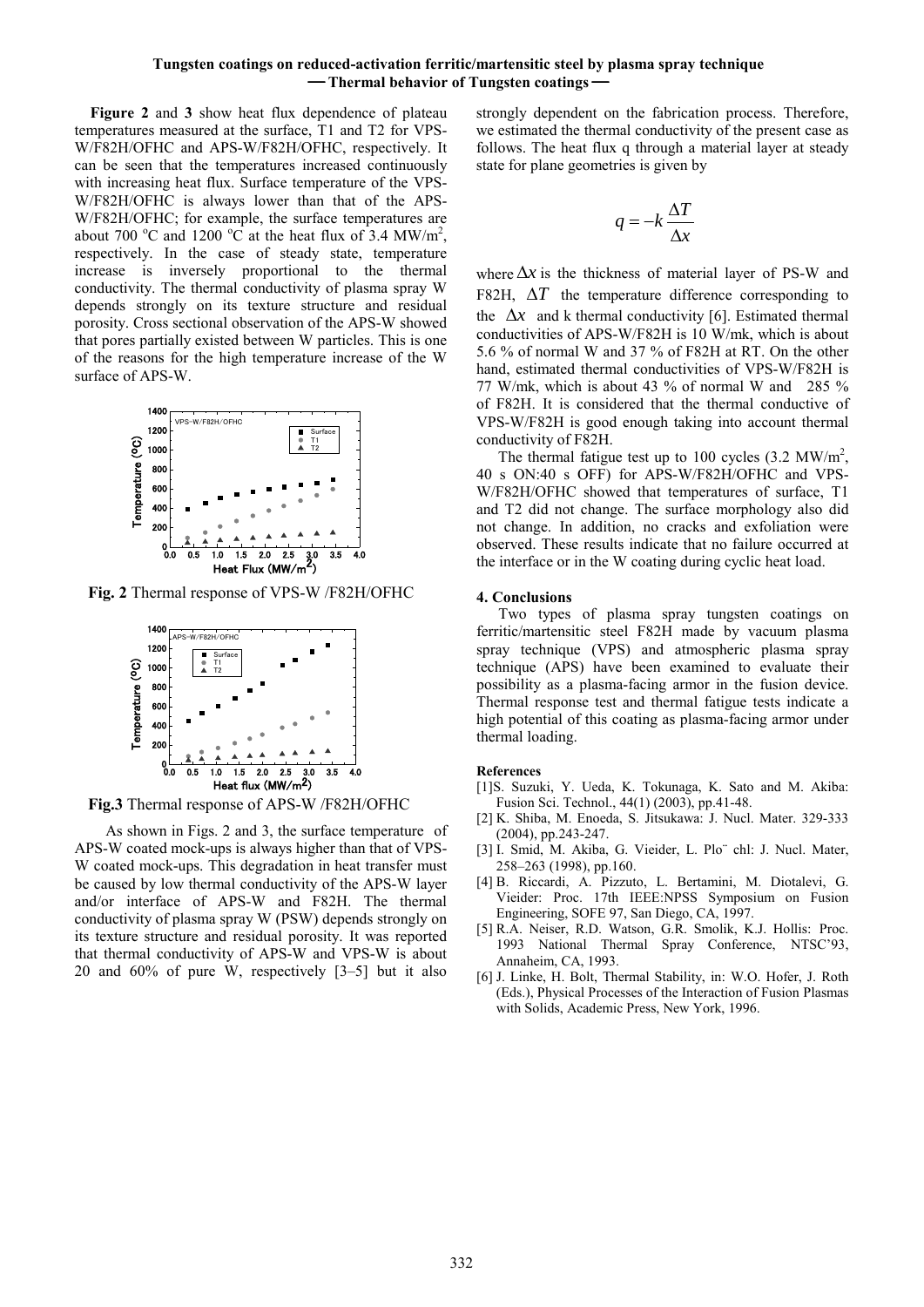**Figure 2** and **3** show heat flux dependence of plateau temperatures measured at the surface, T1 and T2 for VPS-W/F82H/OFHC and APS-W/F82H/OFHC, respectively. It can be seen that the temperatures increased continuously with increasing heat flux. Surface temperature of the VPS-W/F82H/OFHC is always lower than that of the APS-W/F82H/OFHC; for example, the surface temperatures are about 700 °C and 1200 °C at the heat flux of 3.4 MW/m$^2$, respectively. In the case of steady state, temperature increase is inversely proportional to the thermal conductivity. The thermal conductivity of plasma spray W depends strongly on its texture structure and residual porosity. Cross sectional observation of the APS-W showed that pores partially existed between W particles. This is one of the reasons for the high temperature increase of the W surface of APS-W.

VPS-W/F82H/OFHC
Surface
T1
T2
Temperature (°C)
1400
1200
1000
800
600
400
200
0
0.0 0.5 1.0 1.5 2.0 2.5 3.0 3.5 4.0
Heat Flux (MW/m$^2$)

**Fig. 2** Thermal response of VPS-W /F82H/OFHC

APS-W/F82H/OFHC
Surface
T1
T2
Temperature (°C)
1400
1200
1000
800
600
400
200
0
0.0 0.5 1.0 1.5 2.0 2.5 3.0 3.5 4.0
Heat flux (MW/m$^2$)

**Fig.3** Thermal response of APS-W /F82H/OFHC

As shown in Figs. 2 and 3, the surface temperature of APS-W coated mock-ups is always higher than that of VPS-W coated mock-ups. This degradation in heat transfer must be caused by low thermal conductivity of the APS-W layer and/or interface of APS-W and F82H. The thermal conductivity of plasma spray W (PSW) depends strongly on its texture structure and residual porosity. It was reported that thermal conductivity of APS-W and VPS-W is about 20 and 60% of pure W, respectively [3–5] but it also strongly dependent on the fabrication process. Therefore, we estimated the thermal conductivity of the present case as follows. The heat flux q through a material layer at steady state for plane geometries is given by

$$q = -k \frac{\Delta T}{\Delta x}$$

where $\Delta x$ is the thickness of material layer of PS-W and F82H, $\Delta T$ the temperature difference corresponding to the $\Delta x$ and k thermal conductivity [6]. Estimated thermal conductivities of APS-W/F82H is 10 W/mk, which is about 5.6 % of normal W and 37 % of F82H at RT. On the other hand, estimated thermal conductivities of VPS-W/F82H is 77 W/mk, which is about 43 % of normal W and 285 % of F82H. It is considered that the thermal conductive of VPS-W/F82H is good enough taking into account thermal conductivity of F82H.

The thermal fatigue test up to 100 cycles (3.2 MW/m$^2$, 40 s ON:40 s OFF) for APS-W/F82H/OFHC and VPS-W/F82H/OFHC showed that temperatures of surface, T1 and T2 did not change. The surface morphology also did not change. In addition, no cracks and exfoliation were observed. These results indicate that no failure occurred at the interface or in the W coating during cyclic heat load.

## 4. Conclusions

Two types of plasma spray tungsten coatings on ferritic/martensitic steel F82H made by vacuum plasma spray technique (VPS) and atmospheric plasma spray technique (APS) have been examined to evaluate their possibility as a plasma-facing armor in the fusion device. Thermal response test and thermal fatigue tests indicate a high potential of this coating as plasma-facing armor under thermal loading.

### References

[1] S. Suzuki, Y. Ueda, K. Tokunaga, K. Sato and M. Akiba: Fusion Sci. Technol., 44(1) (2003), pp.41-48.

[2] K. Shiba, M. Enoeda, S. Jitsukawa: J. Nucl. Mater. 329-333 (2004), pp.243-247.

[3] I. Smid, M. Akiba, G. Vieider, L. Plo¨chl: J. Nucl. Mater, 258–263 (1998), pp.160.

[4] B. Riccardi, A. Pizzuto, L. Bertamini, M. Diotalevi, G. Vieider: Proc. 17th IEEE:NPSS Symposium on Fusion Engineering, SOFE 97, San Diego, CA, 1997.

[5] R.A. Neiser, R.D. Watson, G.R. Smolik, K.J. Hollis: Proc. 1993 National Thermal Spray Conference, NTSC'93, Annaheim, CA, 1993.

[6] J. Linke, H. Bolt, Thermal Stability, in: W.O. Hofer, J. Roth (Eds.), Physical Processes of the Interaction of Fusion Plasmas with Solids, Academic Press, New York, 1996.